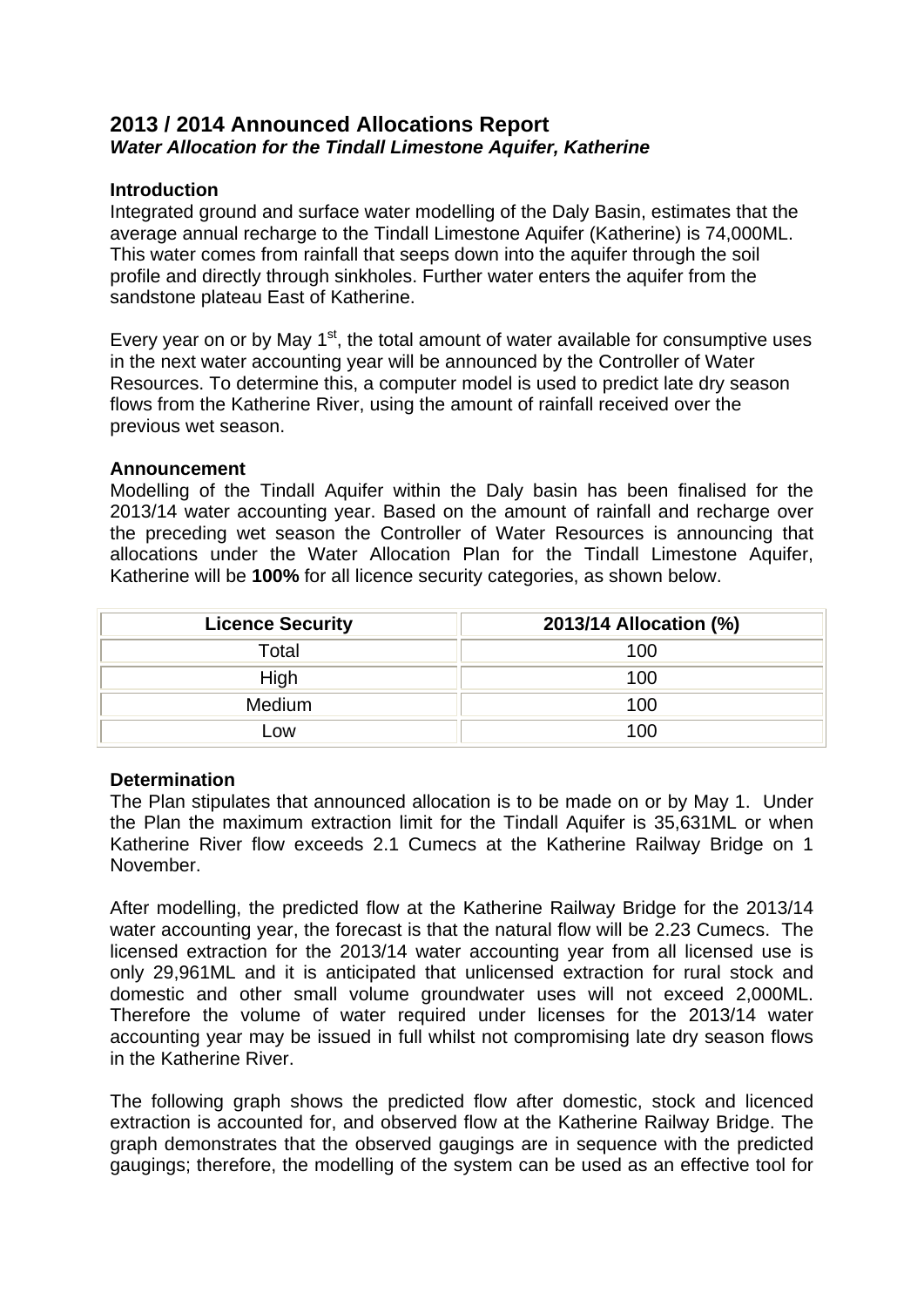# 2013 / 2014 Announced Allocations Report

## *Water Allocation for the Tindall Limestone Aquifer, Katherine*

**Introduction**

Integrated ground and surface water modelling of the Daly Basin, estimates that the average annual recharge to the Tindall Limestone Aquifer (Katherine) is 74,000ML. This water comes from rainfall that seeps down into the aquifer through the soil profile and directly through sinkholes. Further water enters the aquifer from the sandstone plateau East of Katherine.

Every year on or by May 1st, the total amount of water available for consumptive uses in the next water accounting year will be announced by the Controller of Water Resources. To determine this, a computer model is used to predict late dry season flows from the Katherine River, using the amount of rainfall received over the previous wet season.

**Announcement**

Modelling of the Tindall Aquifer within the Daly basin has been finalised for the 2013/14 water accounting year. Based on the amount of rainfall and recharge over the preceding wet season the Controller of Water Resources is announcing that allocations under the Water Allocation Plan for the Tindall Limestone Aquifer, Katherine will be **100%** for all licence security categories, as shown below.

| Licence Security | 2013/14 Allocation (%) |
| --- | --- |
| Total | 100 |
| High | 100 |
| Medium | 100 |
| Low | 100 |

**Determination**

The Plan stipulates that announced allocation is to be made on or by May 1. Under the Plan the maximum extraction limit for the Tindall Aquifer is 35,631ML or when Katherine River flow exceeds 2.1 Cumecs at the Katherine Railway Bridge on 1 November.

After modelling, the predicted flow at the Katherine Railway Bridge for the 2013/14 water accounting year, the forecast is that the natural flow will be 2.23 Cumecs. The licensed extraction for the 2013/14 water accounting year from all licensed use is only 29,961ML and it is anticipated that unlicensed extraction for rural stock and domestic and other small volume groundwater uses will not exceed 2,000ML. Therefore the volume of water required under licenses for the 2013/14 water accounting year may be issued in full whilst not compromising late dry season flows in the Katherine River.

The following graph shows the predicted flow after domestic, stock and licenced extraction is accounted for, and observed flow at the Katherine Railway Bridge. The graph demonstrates that the observed gaugings are in sequence with the predicted gaugings; therefore, the modelling of the system can be used as an effective tool for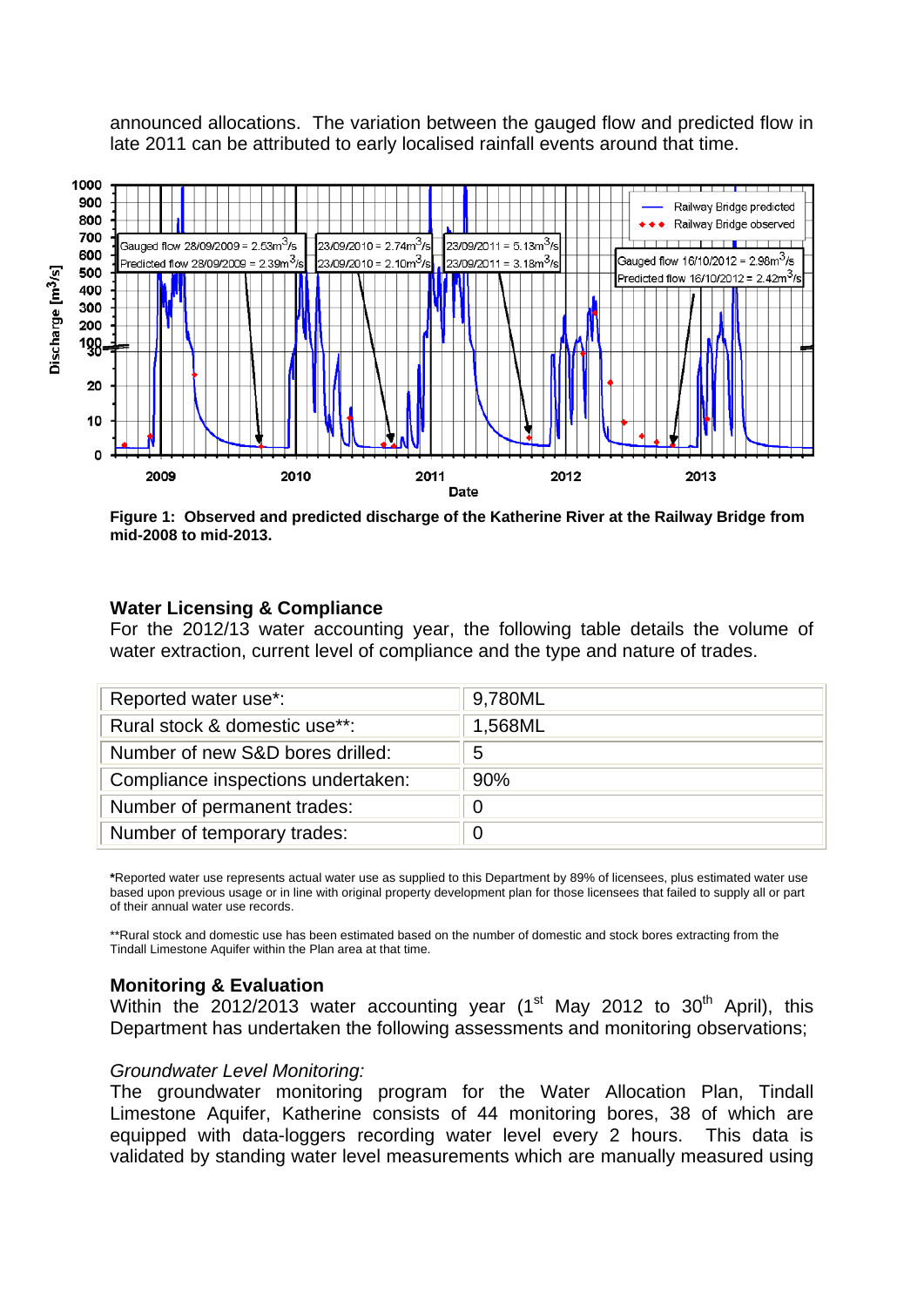announced allocations. The variation between the gauged flow and predicted flow in late 2011 can be attributed to early localised rainfall events around that time.

**Figure 1: Observed and predicted discharge of the Katherine River at the Railway Bridge from mid-2008 to mid-2013.**

## Water Licensing & Compliance

For the 2012/13 water accounting year, the following table details the volume of water extraction, current level of compliance and the type and nature of trades.

| | |
|---|---|
| Reported water use*: | 9,780ML |
| Rural stock & domestic use**: | 1,568ML |
| Number of new S&D bores drilled: | 5 |
| Compliance inspections undertaken: | 90% |
| Number of permanent trades: | 0 |
| Number of temporary trades: | 0 |

***Reported water use represents actual water use as supplied to this Department by 89% of licensees, plus estimated water use based upon previous usage or in line with original property development plan for those licensees that failed to supply all or part of their annual water use records.

**Rural stock and domestic use has been estimated based on the number of domestic and stock bores extracting from the Tindall Limestone Aquifer within the Plan area at that time.

## Monitoring & Evaluation

Within the 2012/2013 water accounting year (1st May 2012 to 30th April), this Department has undertaken the following assessments and monitoring observations;

*Groundwater Level Monitoring:*

The groundwater monitoring program for the Water Allocation Plan, Tindall Limestone Aquifer, Katherine consists of 44 monitoring bores, 38 of which are equipped with data-loggers recording water level every 2 hours. This data is validated by standing water level measurements which are manually measured using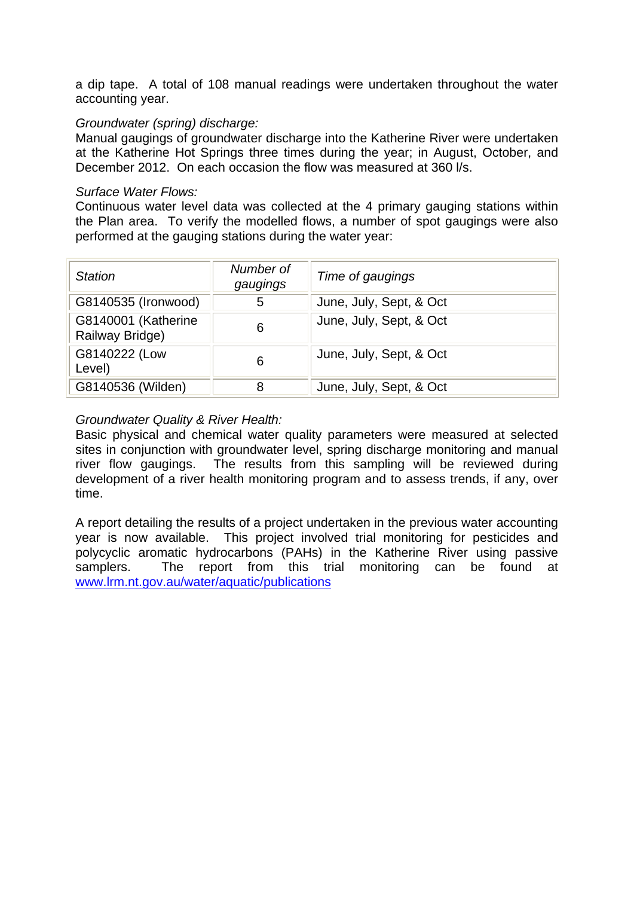a dip tape. A total of 108 manual readings were undertaken throughout the water accounting year.

*Groundwater (spring) discharge:*
Manual gaugings of groundwater discharge into the Katherine River were undertaken at the Katherine Hot Springs three times during the year; in August, October, and December 2012. On each occasion the flow was measured at 360 l/s.

*Surface Water Flows:*
Continuous water level data was collected at the 4 primary gauging stations within the Plan area. To verify the modelled flows, a number of spot gaugings were also performed at the gauging stations during the water year:

| *Station* | *Number of gaugings* | *Time of gaugings* |
|---|---|---|
| G8140535 (Ironwood) | 5 | June, July, Sept, & Oct |
| G8140001 (Katherine Railway Bridge) | 6 | June, July, Sept, & Oct |
| G8140222 (Low Level) | 6 | June, July, Sept, & Oct |
| G8140536 (Wilden) | 8 | June, July, Sept, & Oct |

*Groundwater Quality & River Health:*
Basic physical and chemical water quality parameters were measured at selected sites in conjunction with groundwater level, spring discharge monitoring and manual river flow gaugings. The results from this sampling will be reviewed during development of a river health monitoring program and to assess trends, if any, over time.

A report detailing the results of a project undertaken in the previous water accounting year is now available. This project involved trial monitoring for pesticides and polycyclic aromatic hydrocarbons (PAHs) in the Katherine River using passive samplers. The report from this trial monitoring can be found at [www.lrm.nt.gov.au/water/aquatic/publications](http://www.lrm.nt.gov.au/water/aquatic/publications)